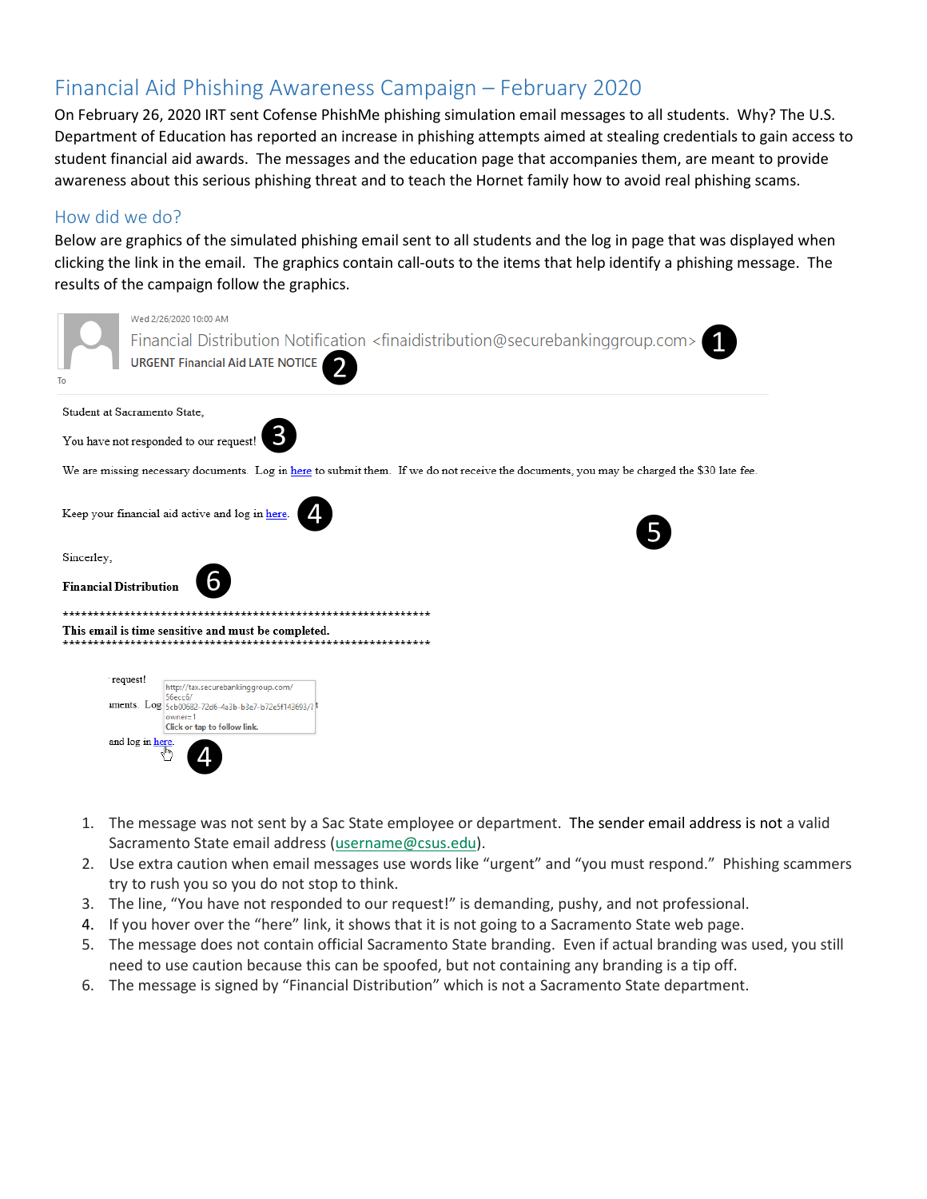## Financial Aid Phishing Awareness Campaign – February 2020

On February 26, 2020 IRT sent Cofense PhishMe phishing simulation email messages to all students. Why? The U.S. Department of Education has reported an increase in phishing attempts aimed at stealing credentials to gain access to student financial aid awards. The messages and the education page that accompanies them, are meant to provide awareness about this serious phishing threat and to teach the Hornet family how to avoid real phishing scams.

### How did we do?

Below are graphics of the simulated phishing email sent to all students and the log in page that was displayed when clicking the link in the email. The graphics contain call-outs to the items that help identify a phishing message. The results of the campaign follow the graphics.

Wed 2/26/2020 10:00 AM

Financial Distribution Notification <finaidistribution@securebankinggroup.com> ❶

URGENT Financial Aid LATE NOTICE ❷

To

Student at Sacramento State,

You have not responded to our request! ❸

We are missing necessary documents. Log in here to submit them. If we do not receive the documents, you may be charged the $30 late fee.

Keep your financial aid active and log in here. ❹

❺

Sincerley,

**Financial Distribution** ❻

**************************************************************

**This email is time sensitive and must be completed.**

**************************************************************

request!

ıments. Log

and log in here. ❹

http://tax.securebankinggroup.com/56ecc6/5cb00682-72d6-4a3b-b3e7-b72e5f143693/?owner=1

Click or tap to follow link.

1. The message was not sent by a Sac State employee or department. The sender email address is not a valid Sacramento State email address (username@csus.edu).
2. Use extra caution when email messages use words like "urgent" and "you must respond." Phishing scammers try to rush you so you do not stop to think.
3. The line, "You have not responded to our request!" is demanding, pushy, and not professional.
4. If you hover over the "here" link, it shows that it is not going to a Sacramento State web page.
5. The message does not contain official Sacramento State branding. Even if actual branding was used, you still need to use caution because this can be spoofed, but not containing any branding is a tip off.
6. The message is signed by "Financial Distribution" which is not a Sacramento State department.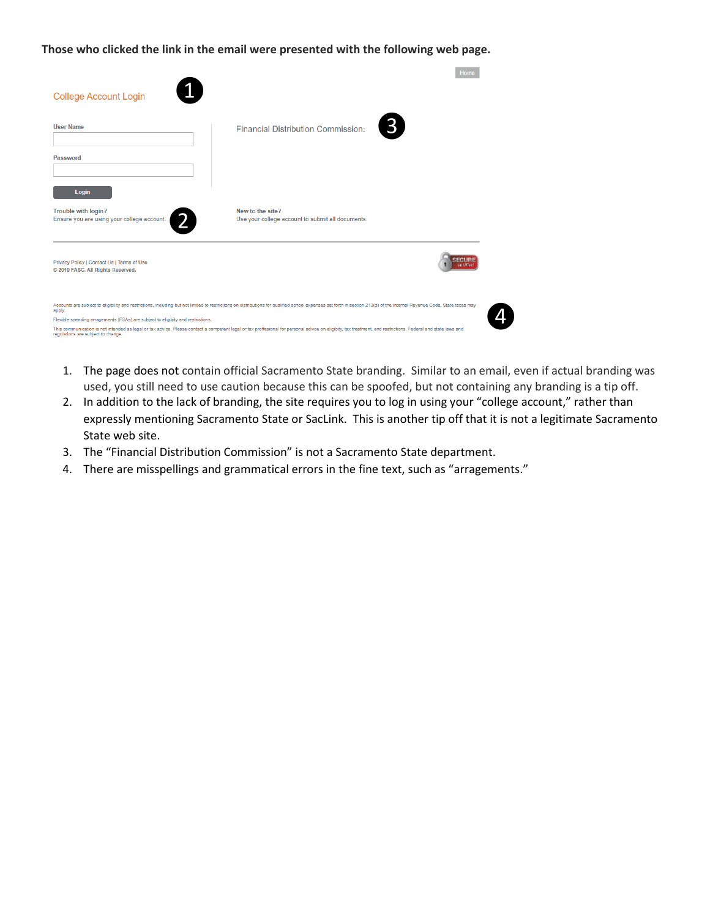**Those who clicked the link in the email were presented with the following web page.**

Home

College Account Login ❶

User Name

Password

Login

Trouble with login?
Ensure you are using your college account. ❷

Financial Distribution Commission: ❸

New to the site?
Use your college account to submit all documents.

Privacy Policy | Contact Us | Terms of Use
© 2019 FASC. All Rights Reserved.

SECURE verified

Accounts are subject to eligibility and restrictions, including but not limited to restrictions on distributions for qualified school expenses set forth in section 213(d) of the Internal Revenue Code. State taxes may apply.
Flexible spending arragements (FSAs) are subject to eligibity and restrictions.
This communication is not intended as legal or tax advice. Please contact a competent legal or tax proffesional for personal advice on eligibity, tax treatment, and restrictions. Federal and state laws and regulations are subject to change ❹

1. The page does not contain official Sacramento State branding. Similar to an email, even if actual branding was used, you still need to use caution because this can be spoofed, but not containing any branding is a tip off.
2. In addition to the lack of branding, the site requires you to log in using your "college account," rather than expressly mentioning Sacramento State or SacLink. This is another tip off that it is not a legitimate Sacramento State web site.
3. The "Financial Distribution Commission" is not a Sacramento State department.
4. There are misspellings and grammatical errors in the fine text, such as "aragements."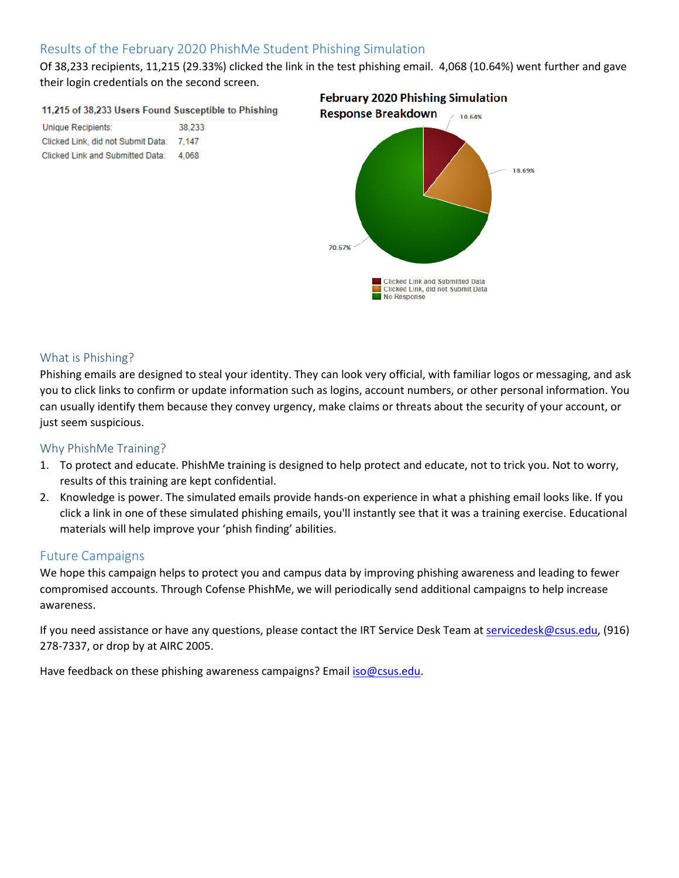## Results of the February 2020 PhishMe Student Phishing Simulation

Of 38,233 recipients, 11,215 (29.33%) clicked the link in the test phishing email. 4,068 (10.64%) went further and gave their login credentials on the second screen.

**11,215 of 38,233 Users Found Susceptible to Phishing**

| | |
|---|---|
| Unique Recipients: | 38,233 |
| Clicked Link, did not Submit Data: | 7,147 |
| Clicked Link and Submitted Data: | 4,068 |

**February 2020 Phishing Simulation Response Breakdown**

10.64%

18.69%

70.67%

Clicked Link and Submitted Data

Clicked Link, did not Submit Data

No Response

## What is Phishing?

Phishing emails are designed to steal your identity. They can look very official, with familiar logos or messaging, and ask you to click links to confirm or update information such as logins, account numbers, or other personal information. You can usually identify them because they convey urgency, make claims or threats about the security of your account, or just seem suspicious.

## Why PhishMe Training?

1. To protect and educate. PhishMe training is designed to help protect and educate, not to trick you. Not to worry, results of this training are kept confidential.
2. Knowledge is power. The simulated emails provide hands-on experience in what a phishing email looks like. If you click a link in one of these simulated phishing emails, you'll instantly see that it was a training exercise. Educational materials will help improve your 'phish finding' abilities.

## Future Campaigns

We hope this campaign helps to protect you and campus data by improving phishing awareness and leading to fewer compromised accounts. Through Cofense PhishMe, we will periodically send additional campaigns to help increase awareness.

If you need assistance or have any questions, please contact the IRT Service Desk Team at servicedesk@csus.edu, (916) 278-7337, or drop by at AIRC 2005.

Have feedback on these phishing awareness campaigns? Email iso@csus.edu.